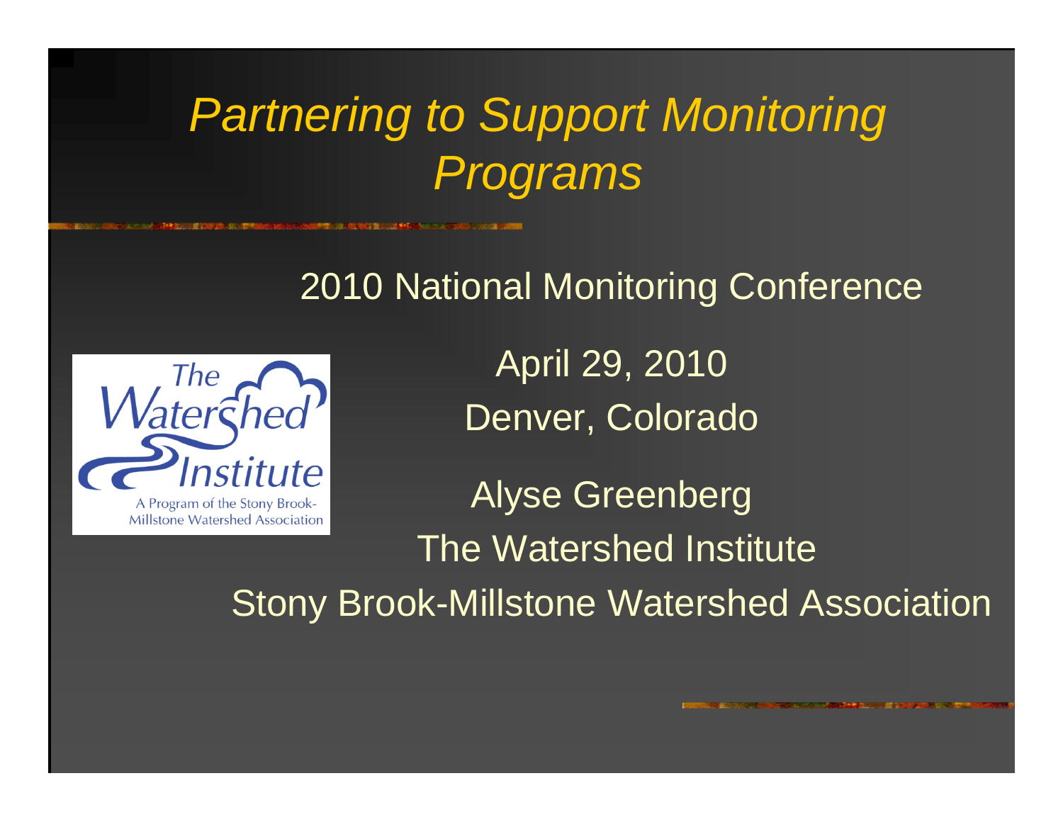# *Partnering to Support Monitoring Programs*

2010 National Monitoring Conference

April 29, 2010

Denver, Colorado

Alyse Greenberg

The Watershed Institute

Stony Brook-Millstone Watershed Association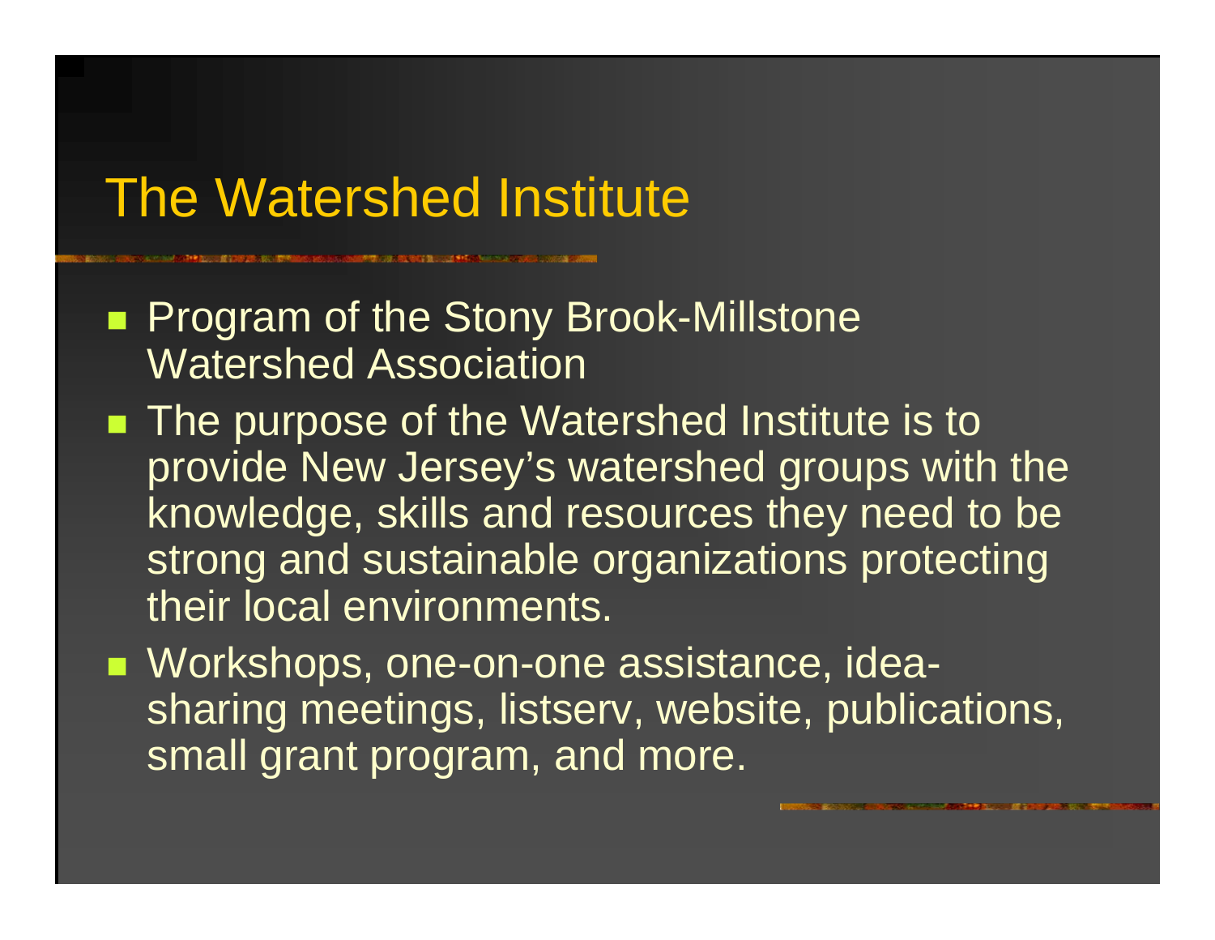# The Watershed Institute

- Program of the Stony Brook-Millstone Watershed Association
- The purpose of the Watershed Institute is to provide New Jersey's watershed groups with the knowledge, skills and resources they need to be strong and sustainable organizations protecting their local environments.
- Workshops, one-on-one assistance, idea-sharing meetings, listserv, website, publications, small grant program, and more.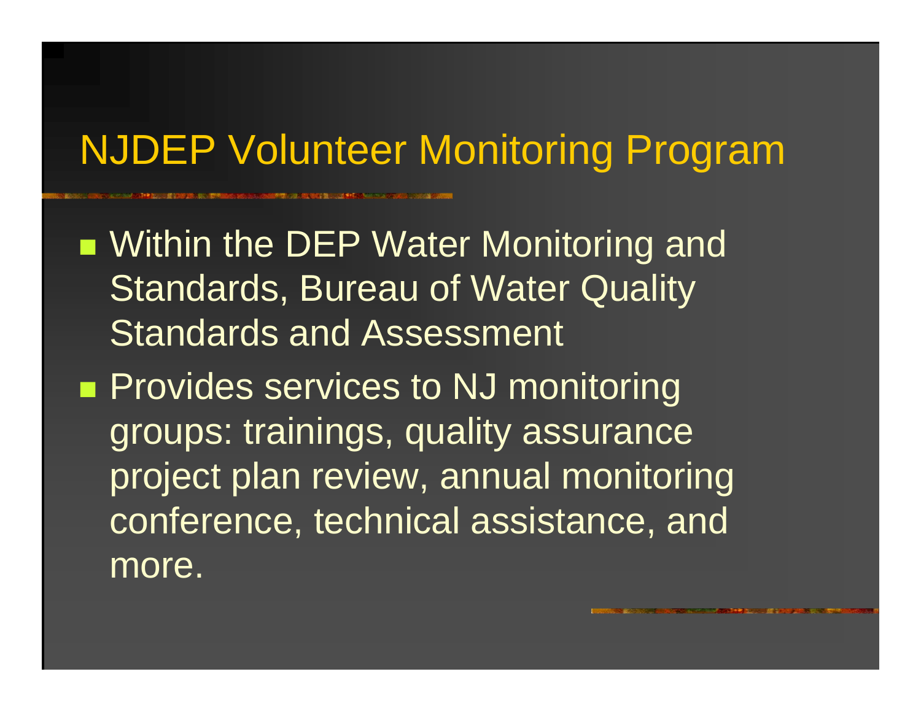# NJDEP Volunteer Monitoring Program

- Within the DEP Water Monitoring and Standards, Bureau of Water Quality Standards and Assessment
- Provides services to NJ monitoring groups: trainings, quality assurance project plan review, annual monitoring conference, technical assistance, and more.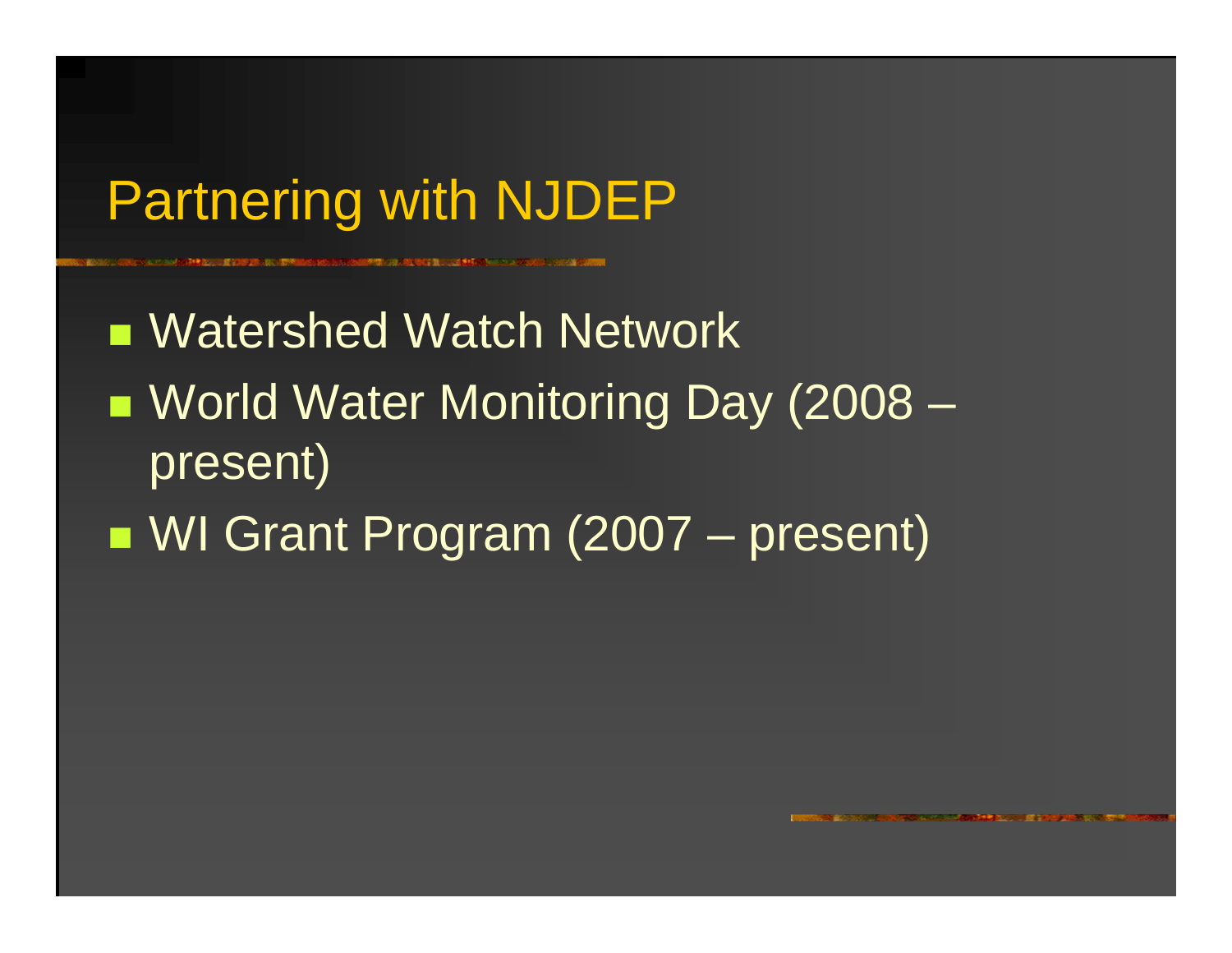# Partnering with NJDEP

- Watershed Watch Network
- World Water Monitoring Day (2008 – present)
- WI Grant Program (2007 – present)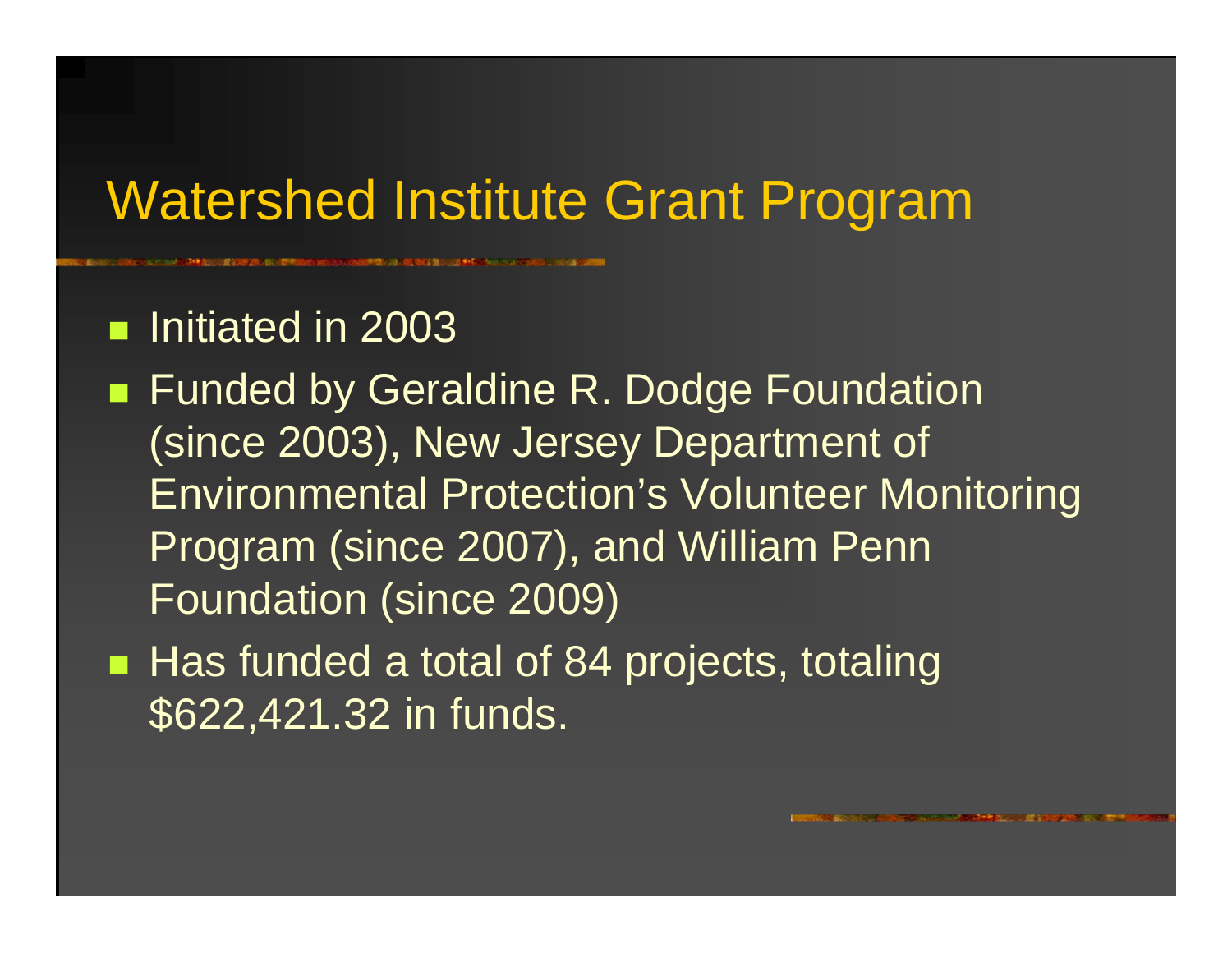# Watershed Institute Grant Program

- Initiated in 2003
- Funded by Geraldine R. Dodge Foundation (since 2003), New Jersey Department of Environmental Protection's Volunteer Monitoring Program (since 2007), and William Penn Foundation (since 2009)
- Has funded a total of 84 projects, totaling $622,421.32 in funds.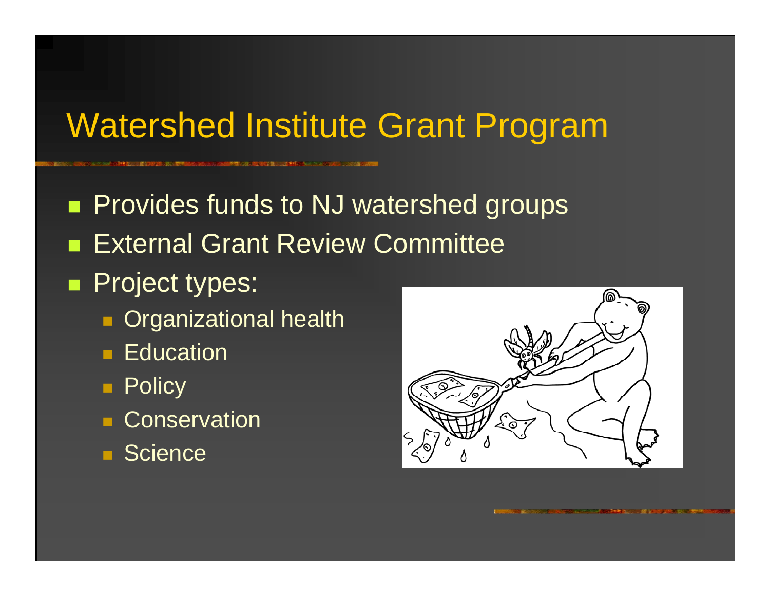# Watershed Institute Grant Program

- Provides funds to NJ watershed groups
- External Grant Review Committee
- Project types:
  - Organizational health
  - Education
  - Policy
  - Conservation
  - Science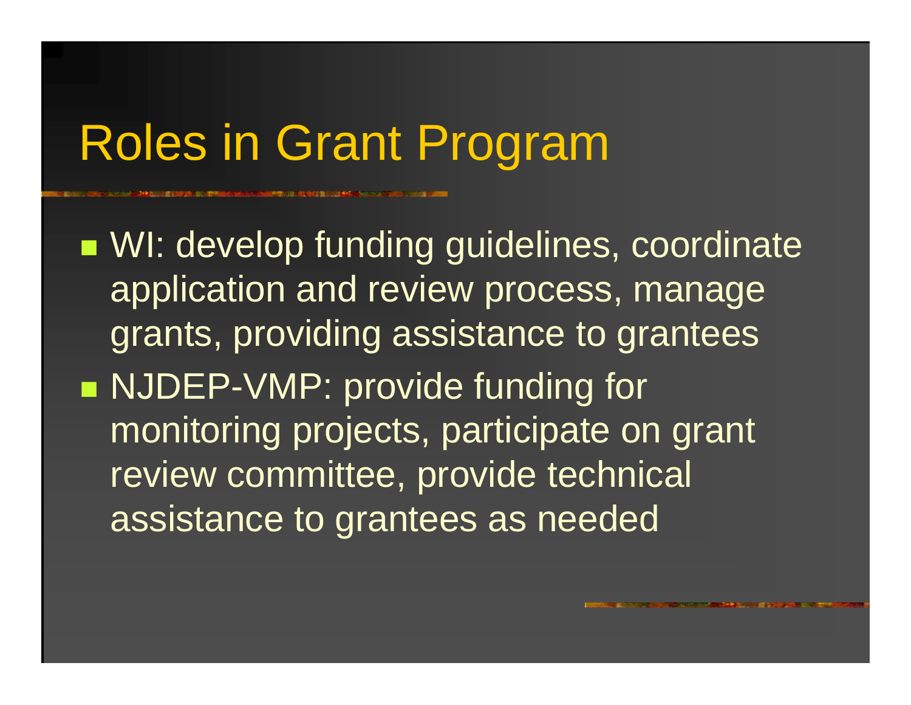# Roles in Grant Program

- WI: develop funding guidelines, coordinate application and review process, manage grants, providing assistance to grantees
- NJDEP-VMP: provide funding for monitoring projects, participate on grant review committee, provide technical assistance to grantees as needed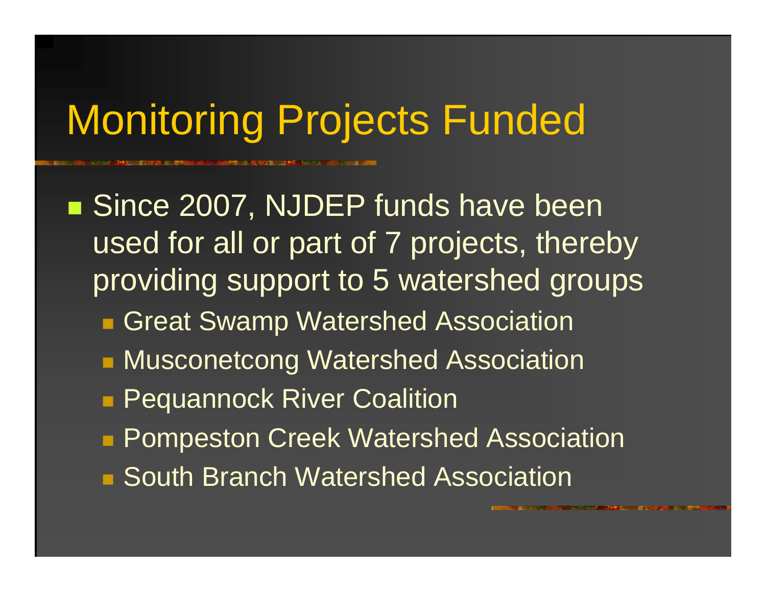# Monitoring Projects Funded

- Since 2007, NJDEP funds have been used for all or part of 7 projects, thereby providing support to 5 watershed groups
  - Great Swamp Watershed Association
  - Musconetcong Watershed Association
  - Pequannock River Coalition
  - Pompeston Creek Watershed Association
  - South Branch Watershed Association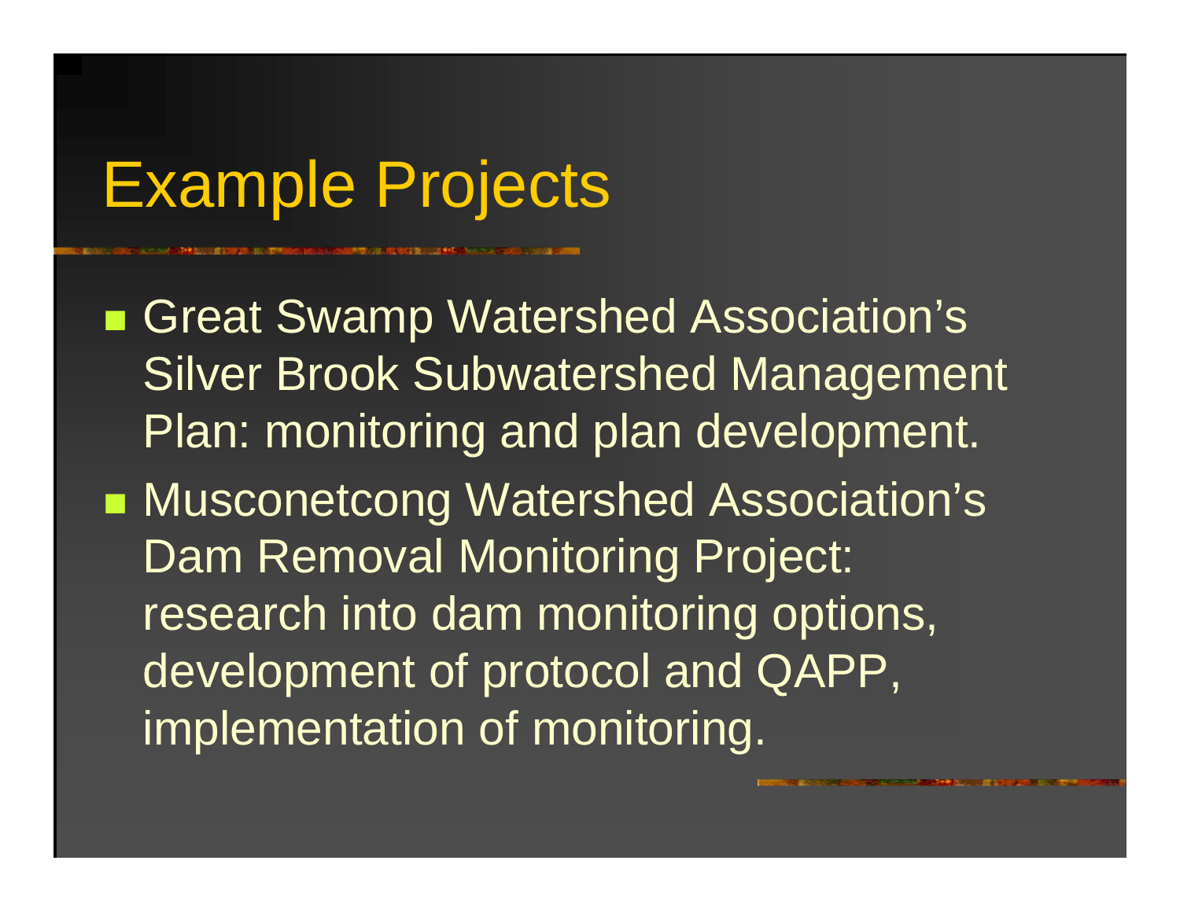# Example Projects

- Great Swamp Watershed Association’s Silver Brook Subwatershed Management Plan: monitoring and plan development.
- Musconetcong Watershed Association’s Dam Removal Monitoring Project: research into dam monitoring options, development of protocol and QAPP, implementation of monitoring.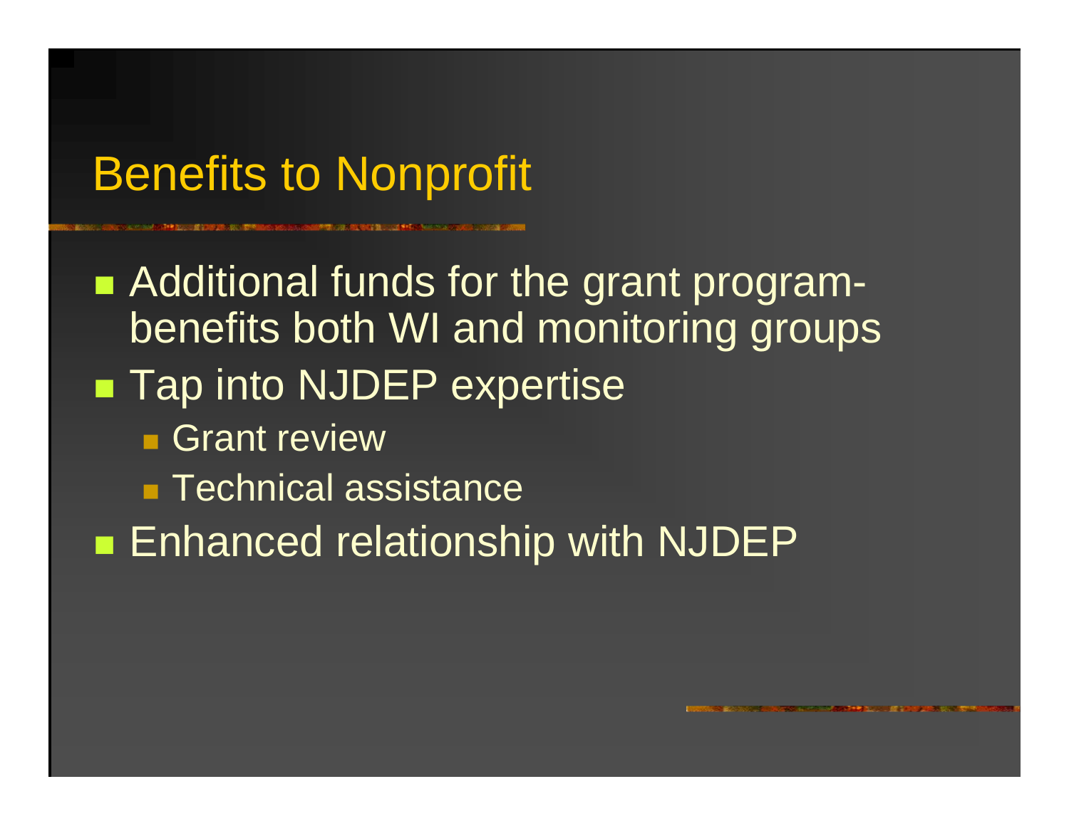# Benefits to Nonprofit

- Additional funds for the grant program- benefits both WI and monitoring groups
- Tap into NJDEP expertise
  - Grant review
  - Technical assistance
- Enhanced relationship with NJDEP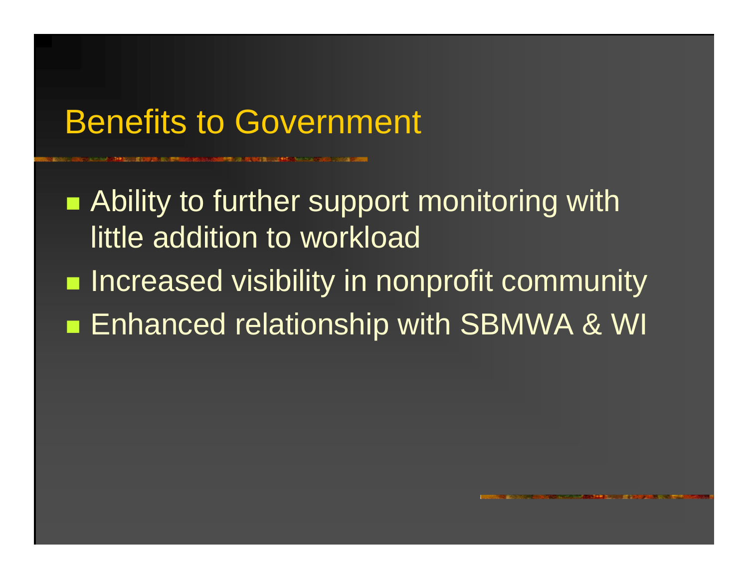# Benefits to Government

- Ability to further support monitoring with little addition to workload
- Increased visibility in nonprofit community
- Enhanced relationship with SBMWA & WI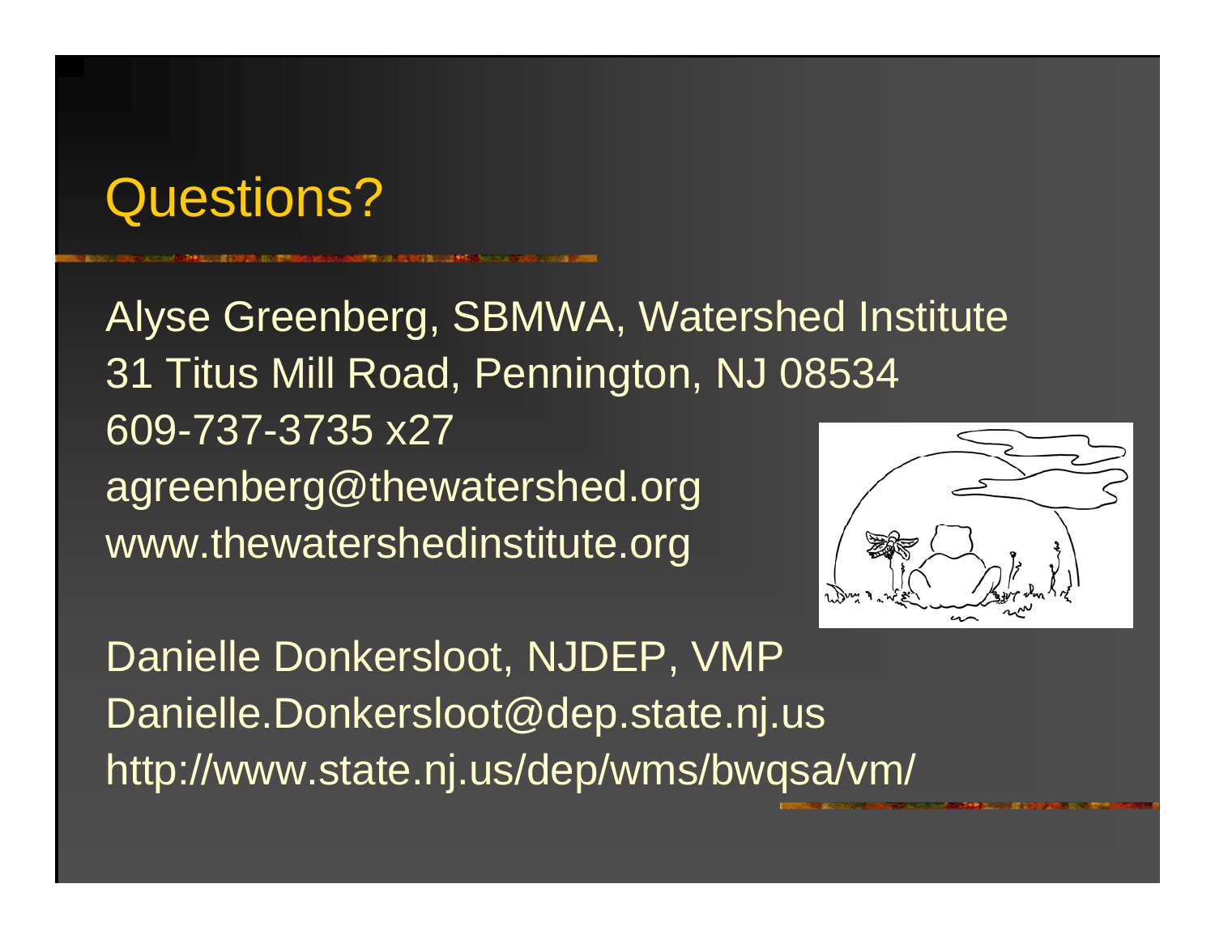# Questions?

Alyse Greenberg, SBMWA, Watershed Institute
31 Titus Mill Road, Pennington, NJ 08534
609-737-3735 x27
agreenberg@thewatershed.org
www.thewatershedinstitute.org

Danielle Donkersloot, NJDEP, VMP
Danielle.Donkersloot@dep.state.nj.us
http://www.state.nj.us/dep/wms/bwqsa/vm/